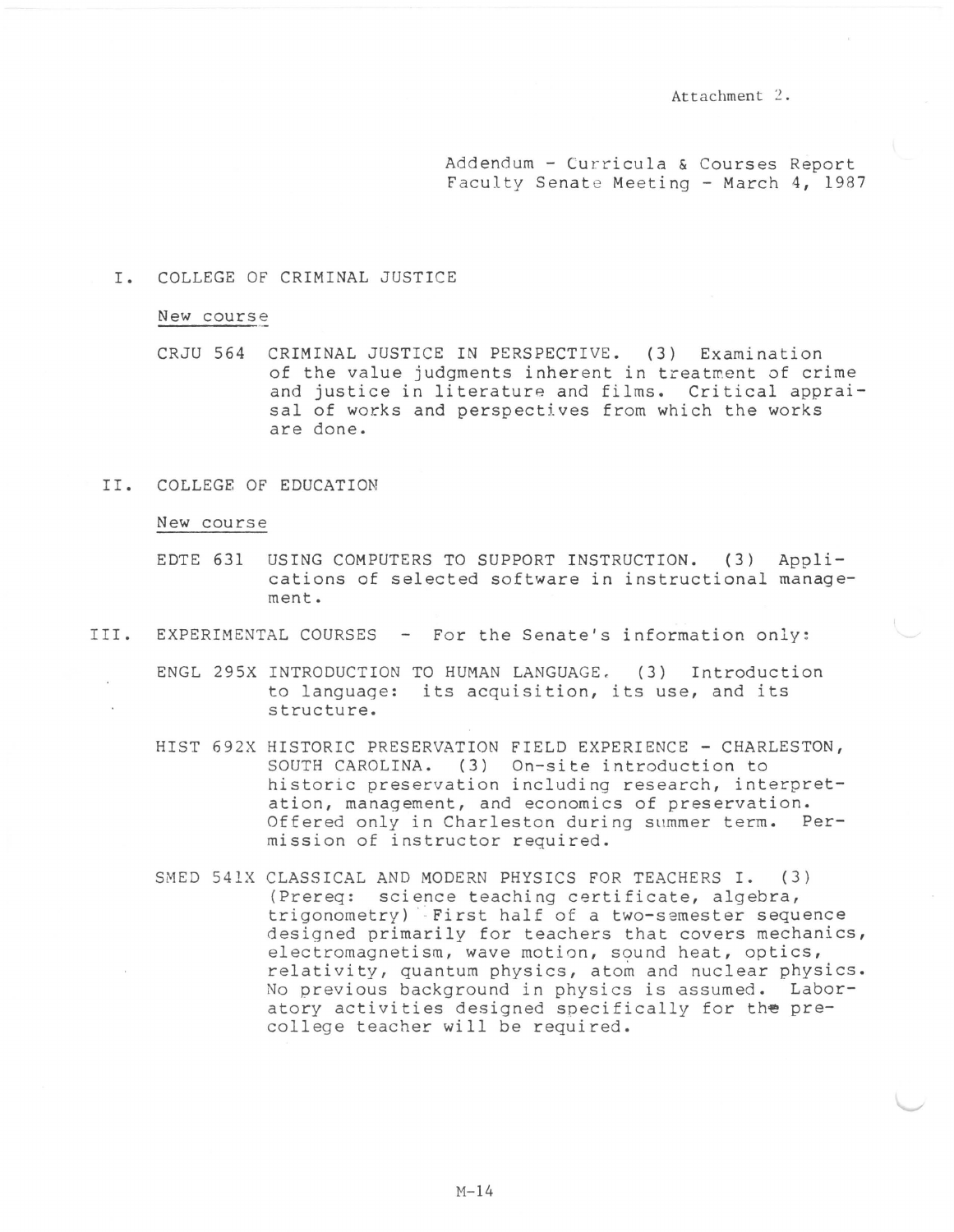Attachment 2.

Addendum - Curricula & Courses Report
Faculty Senate Meeting - March 4, 1987

## I. COLLEGE OF CRIMINAL JUSTICE

New course

CRJU 564 CRIMINAL JUSTICE IN PERSPECTIVE. (3) Examination of the value judgments inherent in treatment of crime and justice in literature and films. Critical appraisal of works and perspectives from which the works are done.

## II. COLLEGE OF EDUCATION

New course

EDTE 631 USING COMPUTERS TO SUPPORT INSTRUCTION. (3) Applications of selected software in instructional management.

## III. EXPERIMENTAL COURSES - For the Senate's information only:

ENGL 295X INTRODUCTION TO HUMAN LANGUAGE. (3) Introduction to language: its acquisition, its use, and its structure.

HIST 692X HISTORIC PRESERVATION FIELD EXPERIENCE - CHARLESTON, SOUTH CAROLINA. (3) On-site introduction to historic preservation including research, interpretation, management, and economics of preservation. Offered only in Charleston during summer term. Permission of instructor required.

SMED 541X CLASSICAL AND MODERN PHYSICS FOR TEACHERS I. (3) (Prereq: science teaching certificate, algebra, trigonometry) First half of a two-semester sequence designed primarily for teachers that covers mechanics, electromagnetism, wave motion, sound heat, optics, relativity, quantum physics, atom and nuclear physics. No previous background in physics is assumed. Laboratory activities designed specifically for the pre-college teacher will be required.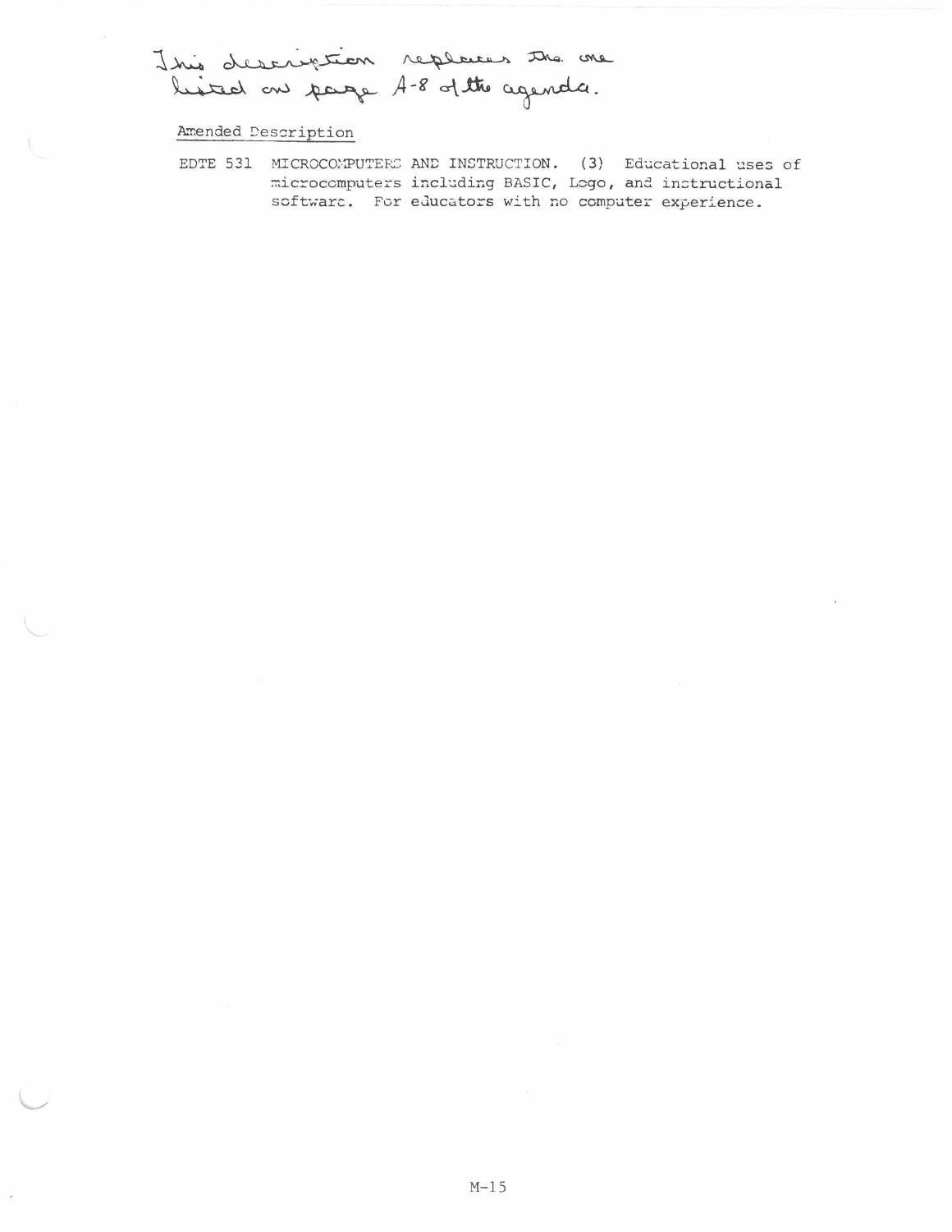This description replaces the one listed on page A-8 of the agenda.

Amended Description

EDTE 531 MICROCOMPUTERS AND INSTRUCTION. (3) Educational uses of microcomputers including BASIC, Logo, and instructional software. For educators with no computer experience.